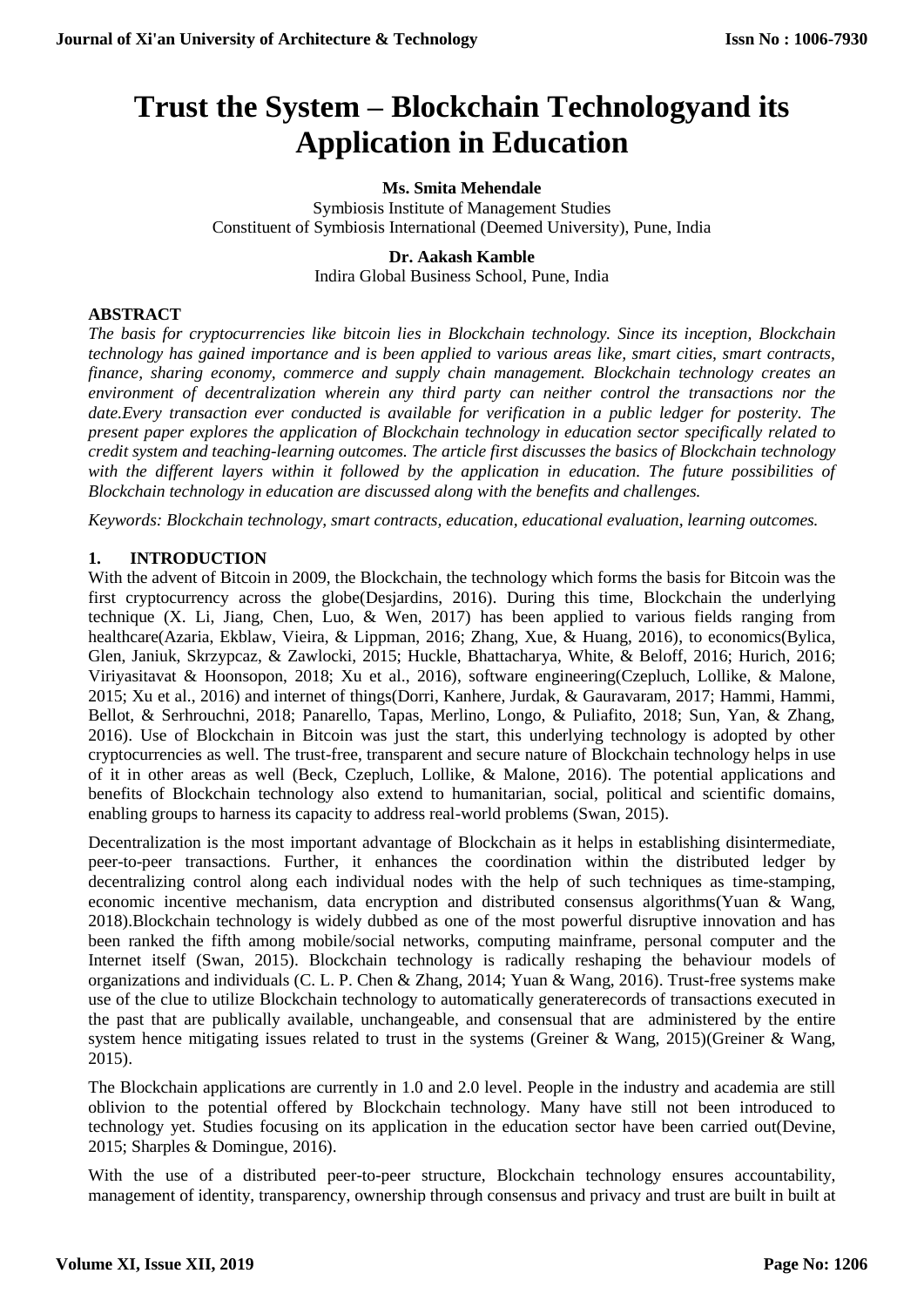# Trust the System – Blockchain Technologyand its Application in Education

**Ms. Smita Mehendale**

Symbiosis Institute of Management Studies
Constituent of Symbiosis International (Deemed University), Pune, India

**Dr. Aakash Kamble**

Indira Global Business School, Pune, India

## ABSTRACT

*The basis for cryptocurrencies like bitcoin lies in Blockchain technology. Since its inception, Blockchain technology has gained importance and is been applied to various areas like, smart cities, smart contracts, finance, sharing economy, commerce and supply chain management. Blockchain technology creates an environment of decentralization wherein any third party can neither control the transactions nor the date.Every transaction ever conducted is available for verification in a public ledger for posterity. The present paper explores the application of Blockchain technology in education sector specifically related to credit system and teaching-learning outcomes. The article first discusses the basics of Blockchain technology with the different layers within it followed by the application in education. The future possibilities of Blockchain technology in education are discussed along with the benefits and challenges.*

*Keywords: Blockchain technology, smart contracts, education, educational evaluation, learning outcomes.*

## 1. INTRODUCTION

With the advent of Bitcoin in 2009, the Blockchain, the technology which forms the basis for Bitcoin was the first cryptocurrency across the globe(Desjardins, 2016). During this time, Blockchain the underlying technique (X. Li, Jiang, Chen, Luo, & Wen, 2017) has been applied to various fields ranging from healthcare(Azaria, Ekblaw, Vieira, & Lippman, 2016; Zhang, Xue, & Huang, 2016), to economics(Bylica, Glen, Janiuk, Skrzypcaz, & Zawlocki, 2015; Huckle, Bhattacharya, White, & Beloff, 2016; Hurich, 2016; Viriyasitavat & Hoonsopon, 2018; Xu et al., 2016), software engineering(Czepluch, Lollike, & Malone, 2015; Xu et al., 2016) and internet of things(Dorri, Kanhere, Jurdak, & Gauravaram, 2017; Hammi, Hammi, Bellot, & Serhrouchni, 2018; Panarello, Tapas, Merlino, Longo, & Puliafito, 2018; Sun, Yan, & Zhang, 2016). Use of Blockchain in Bitcoin was just the start, this underlying technology is adopted by other cryptocurrencies as well. The trust-free, transparent and secure nature of Blockchain technology helps in use of it in other areas as well (Beck, Czepluch, Lollike, & Malone, 2016). The potential applications and benefits of Blockchain technology also extend to humanitarian, social, political and scientific domains, enabling groups to harness its capacity to address real-world problems (Swan, 2015).

Decentralization is the most important advantage of Blockchain as it helps in establishing disintermediate, peer-to-peer transactions. Further, it enhances the coordination within the distributed ledger by decentralizing control along each individual nodes with the help of such techniques as time-stamping, economic incentive mechanism, data encryption and distributed consensus algorithms(Yuan & Wang, 2018).Blockchain technology is widely dubbed as one of the most powerful disruptive innovation and has been ranked the fifth among mobile/social networks, computing mainframe, personal computer and the Internet itself (Swan, 2015). Blockchain technology is radically reshaping the behaviour models of organizations and individuals (C. L. P. Chen & Zhang, 2014; Yuan & Wang, 2016). Trust-free systems make use of the clue to utilize Blockchain technology to automatically generaterecords of transactions executed in the past that are publically available, unchangeable, and consensual that are administered by the entire system hence mitigating issues related to trust in the systems (Greiner & Wang, 2015)(Greiner & Wang, 2015).

The Blockchain applications are currently in 1.0 and 2.0 level. People in the industry and academia are still oblivion to the potential offered by Blockchain technology. Many have still not been introduced to technology yet. Studies focusing on its application in the education sector have been carried out(Devine, 2015; Sharples & Domingue, 2016).

With the use of a distributed peer-to-peer structure, Blockchain technology ensures accountability, management of identity, transparency, ownership through consensus and privacy and trust are built in built at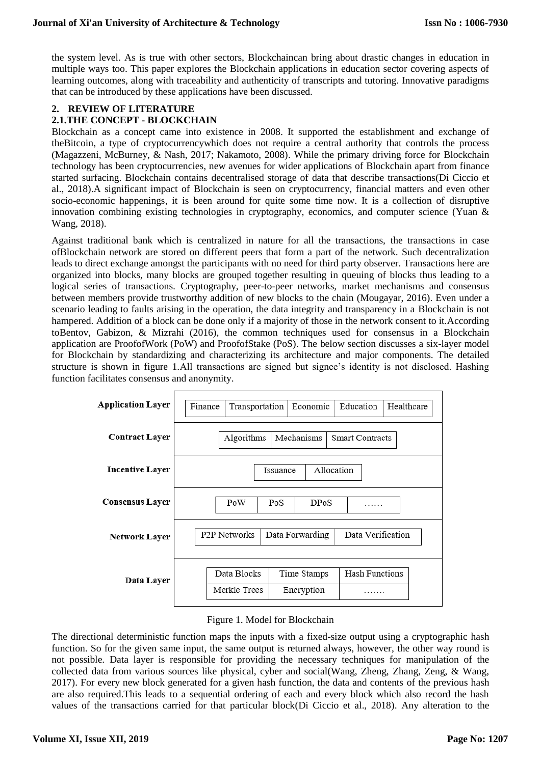the system level. As is true with other sectors, Blockchaincan bring about drastic changes in education in multiple ways too. This paper explores the Blockchain applications in education sector covering aspects of learning outcomes, along with traceability and authenticity of transcripts and tutoring. Innovative paradigms that can be introduced by these applications have been discussed.

## 2. REVIEW OF LITERATURE

### 2.1.THE CONCEPT - BLOCKCHAIN

Blockchain as a concept came into existence in 2008. It supported the establishment and exchange of theBitcoin, a type of cryptocurrencywhich does not require a central authority that controls the process (Magazzeni, McBurney, & Nash, 2017; Nakamoto, 2008). While the primary driving force for Blockchain technology has been cryptocurrencies, new avenues for wider applications of Blockchain apart from finance started surfacing. Blockchain contains decentralised storage of data that describe transactions(Di Ciccio et al., 2018).A significant impact of Blockchain is seen on cryptocurrency, financial matters and even other socio-economic happenings, it is been around for quite some time now. It is a collection of disruptive innovation combining existing technologies in cryptography, economics, and computer science (Yuan & Wang, 2018).

Against traditional bank which is centralized in nature for all the transactions, the transactions in case ofBlockchain network are stored on different peers that form a part of the network. Such decentralization leads to direct exchange amongst the participants with no need for third party observer. Transactions here are organized into blocks, many blocks are grouped together resulting in queuing of blocks thus leading to a logical series of transactions. Cryptography, peer-to-peer networks, market mechanisms and consensus between members provide trustworthy addition of new blocks to the chain (Mougayar, 2016). Even under a scenario leading to faults arising in the operation, the data integrity and transparency in a Blockchain is not hampered. Addition of a block can be done only if a majority of those in the network consent to it.According toBentov, Gabizon, & Mizrahi (2016), the common techniques used for consensus in a Blockchain application are ProofofWork (PoW) and ProofofStake (PoS). The below section discusses a six-layer model for Blockchain by standardizing and characterizing its architecture and major components. The detailed structure is shown in figure 1.All transactions are signed but signee's identity is not disclosed. Hashing function facilitates consensus and anonymity.

| Layer | Components |
|---|---|
| **Application Layer** | Finance, Transportation, Economic, Education, Healthcare |
| **Contract Layer** | Algorithms, Mechanisms, Smart Contracts |
| **Incentive Layer** | Issuance, Allocation |
| **Consensus Layer** | PoW, PoS, DPoS, …… |
| **Network Layer** | P2P Networks, Data Forwarding, Data Verification |
| **Data Layer** | Data Blocks, Time Stamps, Hash Functions, Merkle Trees, Encryption, ……. |

Figure 1. Model for Blockchain

The directional deterministic function maps the inputs with a fixed-size output using a cryptographic hash function. So for the given same input, the same output is returned always, however, the other way round is not possible. Data layer is responsible for providing the necessary techniques for manipulation of the collected data from various sources like physical, cyber and social(Wang, Zheng, Zhang, Zeng, & Wang, 2017). For every new block generated for a given hash function, the data and contents of the previous hash are also required.This leads to a sequential ordering of each and every block which also record the hash values of the transactions carried for that particular block(Di Ciccio et al., 2018). Any alteration to the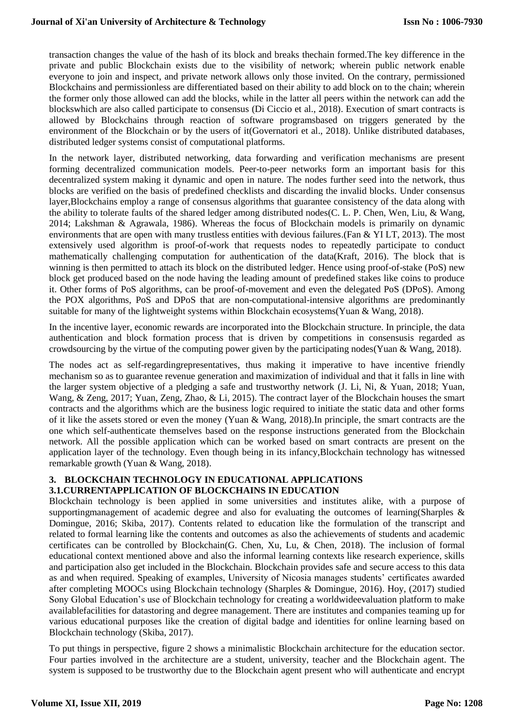transaction changes the value of the hash of its block and breaks thechain formed.The key difference in the private and public Blockchain exists due to the visibility of network; wherein public network enable everyone to join and inspect, and private network allows only those invited. On the contrary, permissioned Blockchains and permissionless are differentiated based on their ability to add block on to the chain; wherein the former only those allowed can add the blocks, while in the latter all peers within the network can add the blockswhich are also called participate to consensus (Di Ciccio et al., 2018). Execution of smart contracts is allowed by Blockchains through reaction of software programsbased on triggers generated by the environment of the Blockchain or by the users of it(Governatori et al., 2018). Unlike distributed databases, distributed ledger systems consist of computational platforms.

In the network layer, distributed networking, data forwarding and verification mechanisms are present forming decentralized communication models. Peer-to-peer networks form an important basis for this decentralized system making it dynamic and open in nature. The nodes further seed into the network, thus blocks are verified on the basis of predefined checklists and discarding the invalid blocks. Under consensus layer,Blockchains employ a range of consensus algorithms that guarantee consistency of the data along with the ability to tolerate faults of the shared ledger among distributed nodes(C. L. P. Chen, Wen, Liu, & Wang, 2014; Lakshman & Agrawala, 1986). Whereas the focus of Blockchain models is primarily on dynamic environments that are open with many trustless entities with devious failures.(Fan & YI LT, 2013). The most extensively used algorithm is proof-of-work that requests nodes to repeatedly participate to conduct mathematically challenging computation for authentication of the data(Kraft, 2016). The block that is winning is then permitted to attach its block on the distributed ledger. Hence using proof-of-stake (PoS) new block get produced based on the node having the leading amount of predefined stakes like coins to produce it. Other forms of PoS algorithms, can be proof-of-movement and even the delegated PoS (DPoS). Among the POX algorithms, PoS and DPoS that are non-computational-intensive algorithms are predominantly suitable for many of the lightweight systems within Blockchain ecosystems(Yuan & Wang, 2018).

In the incentive layer, economic rewards are incorporated into the Blockchain structure. In principle, the data authentication and block formation process that is driven by competitions in consensusis regarded as crowdsourcing by the virtue of the computing power given by the participating nodes(Yuan & Wang, 2018).

The nodes act as self-regardingrepresentatives, thus making it imperative to have incentive friendly mechanism so as to guarantee revenue generation and maximization of individual and that it falls in line with the larger system objective of a pledging a safe and trustworthy network (J. Li, Ni, & Yuan, 2018; Yuan, Wang, & Zeng, 2017; Yuan, Zeng, Zhao, & Li, 2015). The contract layer of the Blockchain houses the smart contracts and the algorithms which are the business logic required to initiate the static data and other forms of it like the assets stored or even the money (Yuan & Wang, 2018).In principle, the smart contracts are the one which self-authenticate themselves based on the response instructions generated from the Blockchain network. All the possible application which can be worked based on smart contracts are present on the application layer of the technology. Even though being in its infancy,Blockchain technology has witnessed remarkable growth (Yuan & Wang, 2018).

## 3. BLOCKCHAIN TECHNOLOGY IN EDUCATIONAL APPLICATIONS

### 3.1.CURRENTAPPLICATION OF BLOCKCHAINS IN EDUCATION

Blockchain technology is been applied in some universities and institutes alike, with a purpose of supportingmanagement of academic degree and also for evaluating the outcomes of learning(Sharples & Domingue, 2016; Skiba, 2017). Contents related to education like the formulation of the transcript and related to formal learning like the contents and outcomes as also the achievements of students and academic certificates can be controlled by Blockchain(G. Chen, Xu, Lu, & Chen, 2018). The inclusion of formal educational context mentioned above and also the informal learning contexts like research experience, skills and participation also get included in the Blockchain. Blockchain provides safe and secure access to this data as and when required. Speaking of examples, University of Nicosia manages students' certificates awarded after completing MOOCs using Blockchain technology (Sharples & Domingue, 2016). Hoy, (2017) studied Sony Global Education's use of Blockchain technology for creating a worldwideevaluation platform to make availablefacilities for datastoring and degree management. There are institutes and companies teaming up for various educational purposes like the creation of digital badge and identities for online learning based on Blockchain technology (Skiba, 2017).

To put things in perspective, figure 2 shows a minimalistic Blockchain architecture for the education sector. Four parties involved in the architecture are a student, university, teacher and the Blockchain agent. The system is supposed to be trustworthy due to the Blockchain agent present who will authenticate and encrypt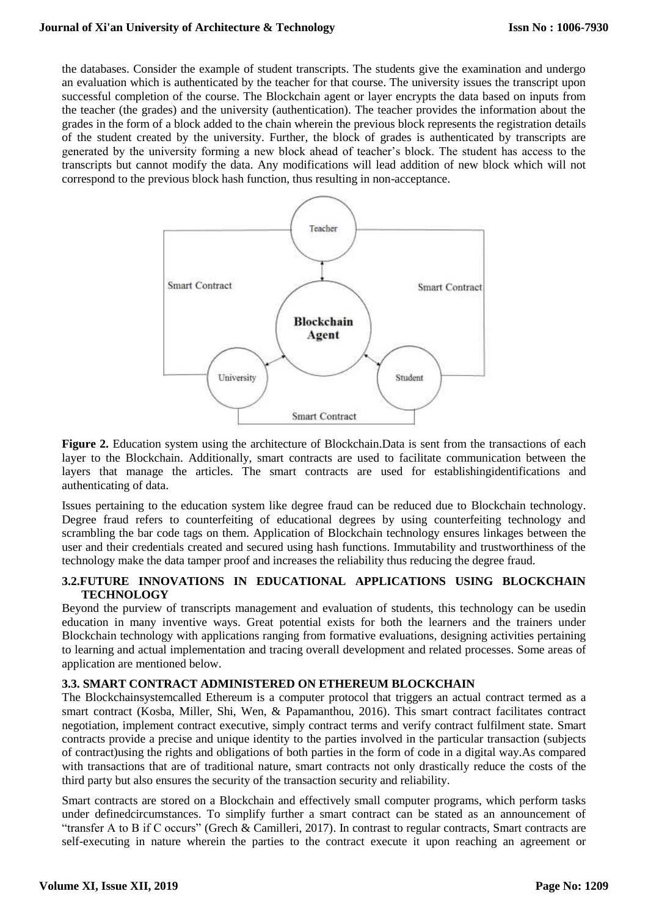the databases. Consider the example of student transcripts. The students give the examination and undergo an evaluation which is authenticated by the teacher for that course. The university issues the transcript upon successful completion of the course. The Blockchain agent or layer encrypts the data based on inputs from the teacher (the grades) and the university (authentication). The teacher provides the information about the grades in the form of a block added to the chain wherein the previous block represents the registration details of the student created by the university. Further, the block of grades is authenticated by transcripts are generated by the university forming a new block ahead of teacher's block. The student has access to the transcripts but cannot modify the data. Any modifications will lead addition of new block which will not correspond to the previous block hash function, thus resulting in non-acceptance.

**Figure 2.** Education system using the architecture of Blockchain.Data is sent from the transactions of each layer to the Blockchain. Additionally, smart contracts are used to facilitate communication between the layers that manage the articles. The smart contracts are used for establishingidentifications and authenticating of data.

Issues pertaining to the education system like degree fraud can be reduced due to Blockchain technology. Degree fraud refers to counterfeiting of educational degrees by using counterfeiting technology and scrambling the bar code tags on them. Application of Blockchain technology ensures linkages between the user and their credentials created and secured using hash functions. Immutability and trustworthiness of the technology make the data tamper proof and increases the reliability thus reducing the degree fraud.

### 3.2.FUTURE INNOVATIONS IN EDUCATIONAL APPLICATIONS USING BLOCKCHAIN TECHNOLOGY

Beyond the purview of transcripts management and evaluation of students, this technology can be usedin education in many inventive ways. Great potential exists for both the learners and the trainers under Blockchain technology with applications ranging from formative evaluations, designing activities pertaining to learning and actual implementation and tracing overall development and related processes. Some areas of application are mentioned below.

### 3.3. SMART CONTRACT ADMINISTERED ON ETHEREUM BLOCKCHAIN

The Blockchainsystemcalled Ethereum is a computer protocol that triggers an actual contract termed as a smart contract (Kosba, Miller, Shi, Wen, & Papamanthou, 2016). This smart contract facilitates contract negotiation, implement contract executive, simply contract terms and verify contract fulfilment state. Smart contracts provide a precise and unique identity to the parties involved in the particular transaction (subjects of contract)using the rights and obligations of both parties in the form of code in a digital way.As compared with transactions that are of traditional nature, smart contracts not only drastically reduce the costs of the third party but also ensures the security of the transaction security and reliability.

Smart contracts are stored on a Blockchain and effectively small computer programs, which perform tasks under definedcircumstances. To simplify further a smart contract can be stated as an announcement of "transfer A to B if C occurs" (Grech & Camilleri, 2017). In contrast to regular contracts, Smart contracts are self-executing in nature wherein the parties to the contract execute it upon reaching an agreement or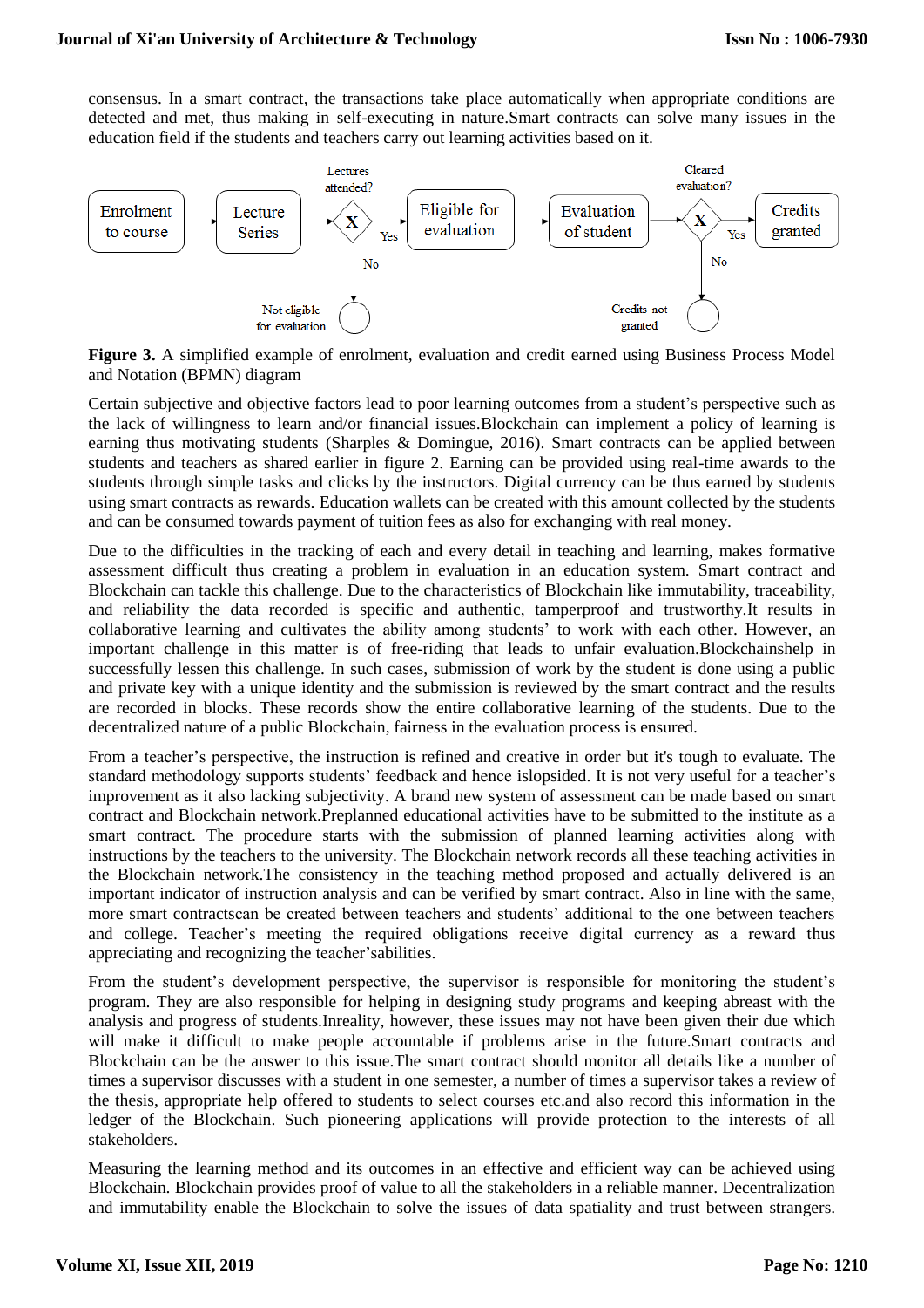consensus. In a smart contract, the transactions take place automatically when appropriate conditions are detected and met, thus making in self-executing in nature.Smart contracts can solve many issues in the education field if the students and teachers carry out learning activities based on it.

**Figure 3.** A simplified example of enrolment, evaluation and credit earned using Business Process Model and Notation (BPMN) diagram

Certain subjective and objective factors lead to poor learning outcomes from a student's perspective such as the lack of willingness to learn and/or financial issues.Blockchain can implement a policy of learning is earning thus motivating students (Sharples & Domingue, 2016). Smart contracts can be applied between students and teachers as shared earlier in figure 2. Earning can be provided using real-time awards to the students through simple tasks and clicks by the instructors. Digital currency can be thus earned by students using smart contracts as rewards. Education wallets can be created with this amount collected by the students and can be consumed towards payment of tuition fees as also for exchanging with real money.

Due to the difficulties in the tracking of each and every detail in teaching and learning, makes formative assessment difficult thus creating a problem in evaluation in an education system. Smart contract and Blockchain can tackle this challenge. Due to the characteristics of Blockchain like immutability, traceability, and reliability the data recorded is specific and authentic, tamperproof and trustworthy.It results in collaborative learning and cultivates the ability among students' to work with each other. However, an important challenge in this matter is of free-riding that leads to unfair evaluation.Blockchainshelp in successfully lessen this challenge. In such cases, submission of work by the student is done using a public and private key with a unique identity and the submission is reviewed by the smart contract and the results are recorded in blocks. These records show the entire collaborative learning of the students. Due to the decentralized nature of a public Blockchain, fairness in the evaluation process is ensured.

From a teacher's perspective, the instruction is refined and creative in order but it's tough to evaluate. The standard methodology supports students' feedback and hence islopsided. It is not very useful for a teacher's improvement as it also lacking subjectivity. A brand new system of assessment can be made based on smart contract and Blockchain network.Preplanned educational activities have to be submitted to the institute as a smart contract. The procedure starts with the submission of planned learning activities along with instructions by the teachers to the university. The Blockchain network records all these teaching activities in the Blockchain network.The consistency in the teaching method proposed and actually delivered is an important indicator of instruction analysis and can be verified by smart contract. Also in line with the same, more smart contractscan be created between teachers and students' additional to the one between teachers and college. Teacher's meeting the required obligations receive digital currency as a reward thus appreciating and recognizing the teacher'sabilities.

From the student's development perspective, the supervisor is responsible for monitoring the student's program. They are also responsible for helping in designing study programs and keeping abreast with the analysis and progress of students.Inreality, however, these issues may not have been given their due which will make it difficult to make people accountable if problems arise in the future.Smart contracts and Blockchain can be the answer to this issue.The smart contract should monitor all details like a number of times a supervisor discusses with a student in one semester, a number of times a supervisor takes a review of the thesis, appropriate help offered to students to select courses etc.and also record this information in the ledger of the Blockchain. Such pioneering applications will provide protection to the interests of all stakeholders.

Measuring the learning method and its outcomes in an effective and efficient way can be achieved using Blockchain. Blockchain provides proof of value to all the stakeholders in a reliable manner. Decentralization and immutability enable the Blockchain to solve the issues of data spatiality and trust between strangers.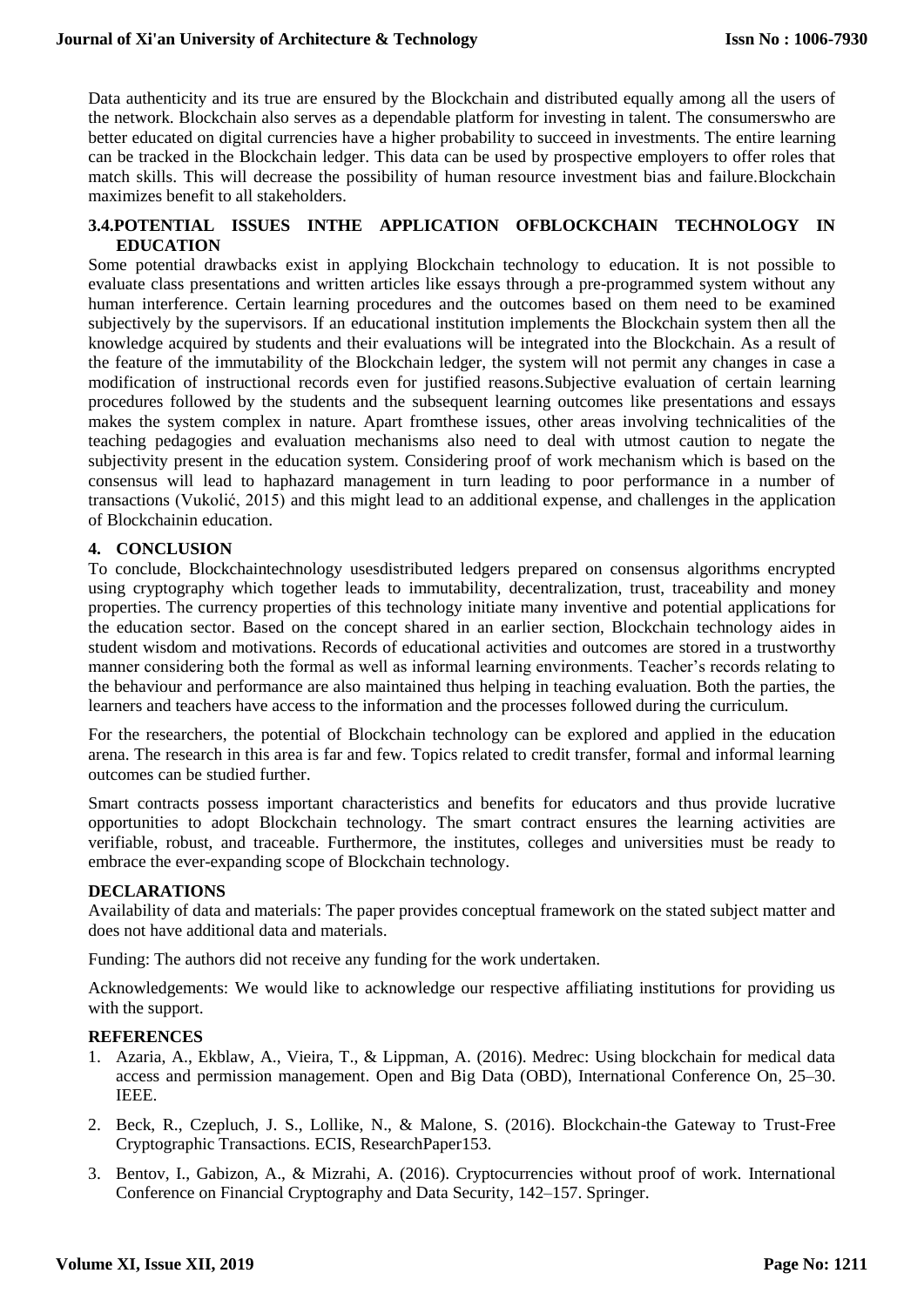Data authenticity and its true are ensured by the Blockchain and distributed equally among all the users of the network. Blockchain also serves as a dependable platform for investing in talent. The consumerswho are better educated on digital currencies have a higher probability to succeed in investments. The entire learning can be tracked in the Blockchain ledger. This data can be used by prospective employers to offer roles that match skills. This will decrease the possibility of human resource investment bias and failure.Blockchain maximizes benefit to all stakeholders.

### 3.4.POTENTIAL ISSUES INTHE APPLICATION OFBLOCKCHAIN TECHNOLOGY IN EDUCATION

Some potential drawbacks exist in applying Blockchain technology to education. It is not possible to evaluate class presentations and written articles like essays through a pre-programmed system without any human interference. Certain learning procedures and the outcomes based on them need to be examined subjectively by the supervisors. If an educational institution implements the Blockchain system then all the knowledge acquired by students and their evaluations will be integrated into the Blockchain. As a result of the feature of the immutability of the Blockchain ledger, the system will not permit any changes in case a modification of instructional records even for justified reasons.Subjective evaluation of certain learning procedures followed by the students and the subsequent learning outcomes like presentations and essays makes the system complex in nature. Apart fromthese issues, other areas involving technicalities of the teaching pedagogies and evaluation mechanisms also need to deal with utmost caution to negate the subjectivity present in the education system. Considering proof of work mechanism which is based on the consensus will lead to haphazard management in turn leading to poor performance in a number of transactions (Vukolić, 2015) and this might lead to an additional expense, and challenges in the application of Blockchainin education.

## 4. CONCLUSION

To conclude, Blockchaintechnology usesdistributed ledgers prepared on consensus algorithms encrypted using cryptography which together leads to immutability, decentralization, trust, traceability and money properties. The currency properties of this technology initiate many inventive and potential applications for the education sector. Based on the concept shared in an earlier section, Blockchain technology aides in student wisdom and motivations. Records of educational activities and outcomes are stored in a trustworthy manner considering both the formal as well as informal learning environments. Teacher's records relating to the behaviour and performance are also maintained thus helping in teaching evaluation. Both the parties, the learners and teachers have access to the information and the processes followed during the curriculum.

For the researchers, the potential of Blockchain technology can be explored and applied in the education arena. The research in this area is far and few. Topics related to credit transfer, formal and informal learning outcomes can be studied further.

Smart contracts possess important characteristics and benefits for educators and thus provide lucrative opportunities to adopt Blockchain technology. The smart contract ensures the learning activities are verifiable, robust, and traceable. Furthermore, the institutes, colleges and universities must be ready to embrace the ever-expanding scope of Blockchain technology.

## DECLARATIONS

Availability of data and materials: The paper provides conceptual framework on the stated subject matter and does not have additional data and materials.

Funding: The authors did not receive any funding for the work undertaken.

Acknowledgements: We would like to acknowledge our respective affiliating institutions for providing us with the support.

## REFERENCES

1. Azaria, A., Ekblaw, A., Vieira, T., & Lippman, A. (2016). Medrec: Using blockchain for medical data access and permission management. Open and Big Data (OBD), International Conference On, 25–30. IEEE.
2. Beck, R., Czepluch, J. S., Lollike, N., & Malone, S. (2016). Blockchain-the Gateway to Trust-Free Cryptographic Transactions. ECIS, ResearchPaper153.
3. Bentov, I., Gabizon, A., & Mizrahi, A. (2016). Cryptocurrencies without proof of work. International Conference on Financial Cryptography and Data Security, 142–157. Springer.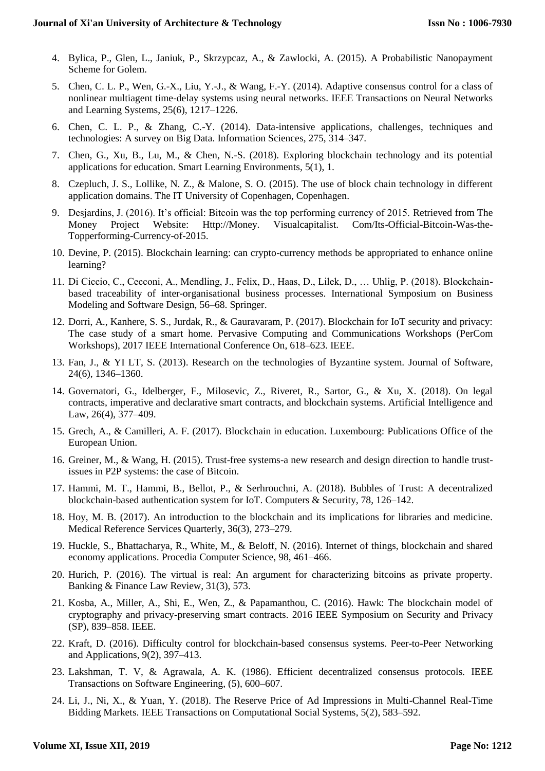4. Bylica, P., Glen, L., Janiuk, P., Skrzypcaz, A., & Zawlocki, A. (2015). A Probabilistic Nanopayment Scheme for Golem.
5. Chen, C. L. P., Wen, G.-X., Liu, Y.-J., & Wang, F.-Y. (2014). Adaptive consensus control for a class of nonlinear multiagent time-delay systems using neural networks. IEEE Transactions on Neural Networks and Learning Systems, 25(6), 1217–1226.
6. Chen, C. L. P., & Zhang, C.-Y. (2014). Data-intensive applications, challenges, techniques and technologies: A survey on Big Data. Information Sciences, 275, 314–347.
7. Chen, G., Xu, B., Lu, M., & Chen, N.-S. (2018). Exploring blockchain technology and its potential applications for education. Smart Learning Environments, 5(1), 1.
8. Czepluch, J. S., Lollike, N. Z., & Malone, S. O. (2015). The use of block chain technology in different application domains. The IT University of Copenhagen, Copenhagen.
9. Desjardins, J. (2016). It's official: Bitcoin was the top performing currency of 2015. Retrieved from The Money Project Website: Http://Money. Visualcapitalist. Com/Its-Official-Bitcoin-Was-the-Topperforming-Currency-of-2015.
10. Devine, P. (2015). Blockchain learning: can crypto-currency methods be appropriated to enhance online learning?
11. Di Ciccio, C., Cecconi, A., Mendling, J., Felix, D., Haas, D., Lilek, D., … Uhlig, P. (2018). Blockchain-based traceability of inter-organisational business processes. International Symposium on Business Modeling and Software Design, 56–68. Springer.
12. Dorri, A., Kanhere, S. S., Jurdak, R., & Gauravaram, P. (2017). Blockchain for IoT security and privacy: The case study of a smart home. Pervasive Computing and Communications Workshops (PerCom Workshops), 2017 IEEE International Conference On, 618–623. IEEE.
13. Fan, J., & YI LT, S. (2013). Research on the technologies of Byzantine system. Journal of Software, 24(6), 1346–1360.
14. Governatori, G., Idelberger, F., Milosevic, Z., Riveret, R., Sartor, G., & Xu, X. (2018). On legal contracts, imperative and declarative smart contracts, and blockchain systems. Artificial Intelligence and Law, 26(4), 377–409.
15. Grech, A., & Camilleri, A. F. (2017). Blockchain in education. Luxembourg: Publications Office of the European Union.
16. Greiner, M., & Wang, H. (2015). Trust-free systems-a new research and design direction to handle trust-issues in P2P systems: the case of Bitcoin.
17. Hammi, M. T., Hammi, B., Bellot, P., & Serhrouchni, A. (2018). Bubbles of Trust: A decentralized blockchain-based authentication system for IoT. Computers & Security, 78, 126–142.
18. Hoy, M. B. (2017). An introduction to the blockchain and its implications for libraries and medicine. Medical Reference Services Quarterly, 36(3), 273–279.
19. Huckle, S., Bhattacharya, R., White, M., & Beloff, N. (2016). Internet of things, blockchain and shared economy applications. Procedia Computer Science, 98, 461–466.
20. Hurich, P. (2016). The virtual is real: An argument for characterizing bitcoins as private property. Banking & Finance Law Review, 31(3), 573.
21. Kosba, A., Miller, A., Shi, E., Wen, Z., & Papamanthou, C. (2016). Hawk: The blockchain model of cryptography and privacy-preserving smart contracts. 2016 IEEE Symposium on Security and Privacy (SP), 839–858. IEEE.
22. Kraft, D. (2016). Difficulty control for blockchain-based consensus systems. Peer-to-Peer Networking and Applications, 9(2), 397–413.
23. Lakshman, T. V, & Agrawala, A. K. (1986). Efficient decentralized consensus protocols. IEEE Transactions on Software Engineering, (5), 600–607.
24. Li, J., Ni, X., & Yuan, Y. (2018). The Reserve Price of Ad Impressions in Multi-Channel Real-Time Bidding Markets. IEEE Transactions on Computational Social Systems, 5(2), 583–592.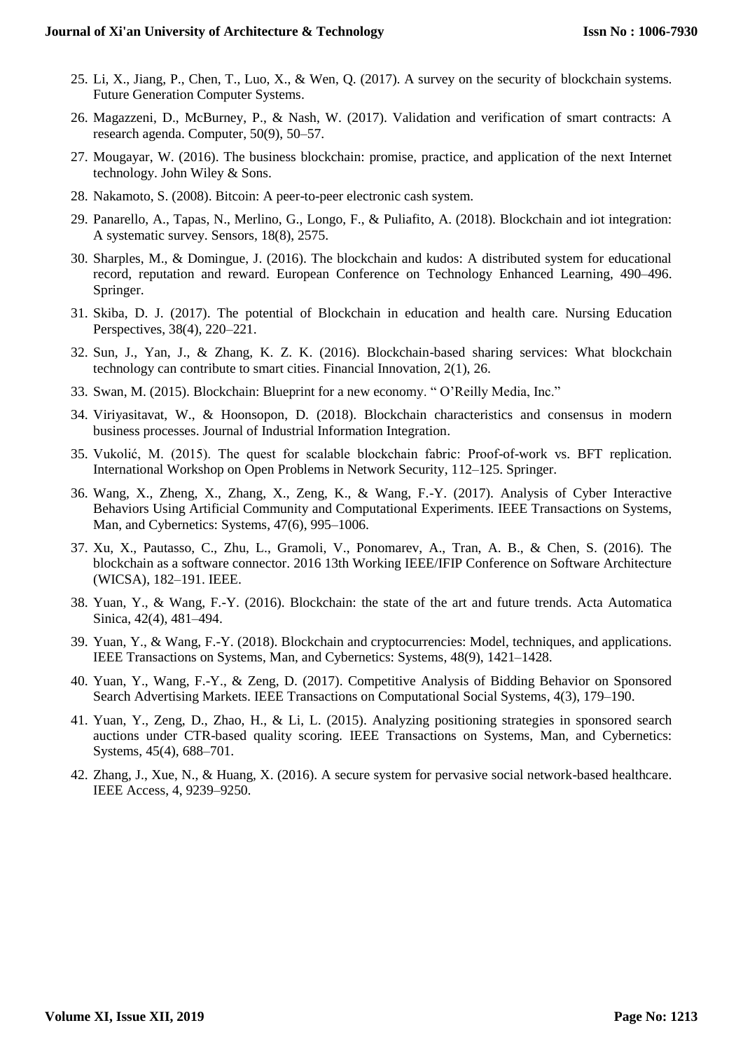25. Li, X., Jiang, P., Chen, T., Luo, X., & Wen, Q. (2017). A survey on the security of blockchain systems. Future Generation Computer Systems.
26. Magazzeni, D., McBurney, P., & Nash, W. (2017). Validation and verification of smart contracts: A research agenda. Computer, 50(9), 50–57.
27. Mougayar, W. (2016). The business blockchain: promise, practice, and application of the next Internet technology. John Wiley & Sons.
28. Nakamoto, S. (2008). Bitcoin: A peer-to-peer electronic cash system.
29. Panarello, A., Tapas, N., Merlino, G., Longo, F., & Puliafito, A. (2018). Blockchain and iot integration: A systematic survey. Sensors, 18(8), 2575.
30. Sharples, M., & Domingue, J. (2016). The blockchain and kudos: A distributed system for educational record, reputation and reward. European Conference on Technology Enhanced Learning, 490–496. Springer.
31. Skiba, D. J. (2017). The potential of Blockchain in education and health care. Nursing Education Perspectives, 38(4), 220–221.
32. Sun, J., Yan, J., & Zhang, K. Z. K. (2016). Blockchain-based sharing services: What blockchain technology can contribute to smart cities. Financial Innovation, 2(1), 26.
33. Swan, M. (2015). Blockchain: Blueprint for a new economy. " O'Reilly Media, Inc."
34. Viriyasitavat, W., & Hoonsopon, D. (2018). Blockchain characteristics and consensus in modern business processes. Journal of Industrial Information Integration.
35. Vukolić, M. (2015). The quest for scalable blockchain fabric: Proof-of-work vs. BFT replication. International Workshop on Open Problems in Network Security, 112–125. Springer.
36. Wang, X., Zheng, X., Zhang, X., Zeng, K., & Wang, F.-Y. (2017). Analysis of Cyber Interactive Behaviors Using Artificial Community and Computational Experiments. IEEE Transactions on Systems, Man, and Cybernetics: Systems, 47(6), 995–1006.
37. Xu, X., Pautasso, C., Zhu, L., Gramoli, V., Ponomarev, A., Tran, A. B., & Chen, S. (2016). The blockchain as a software connector. 2016 13th Working IEEE/IFIP Conference on Software Architecture (WICSA), 182–191. IEEE.
38. Yuan, Y., & Wang, F.-Y. (2016). Blockchain: the state of the art and future trends. Acta Automatica Sinica, 42(4), 481–494.
39. Yuan, Y., & Wang, F.-Y. (2018). Blockchain and cryptocurrencies: Model, techniques, and applications. IEEE Transactions on Systems, Man, and Cybernetics: Systems, 48(9), 1421–1428.
40. Yuan, Y., Wang, F.-Y., & Zeng, D. (2017). Competitive Analysis of Bidding Behavior on Sponsored Search Advertising Markets. IEEE Transactions on Computational Social Systems, 4(3), 179–190.
41. Yuan, Y., Zeng, D., Zhao, H., & Li, L. (2015). Analyzing positioning strategies in sponsored search auctions under CTR-based quality scoring. IEEE Transactions on Systems, Man, and Cybernetics: Systems, 45(4), 688–701.
42. Zhang, J., Xue, N., & Huang, X. (2016). A secure system for pervasive social network-based healthcare. IEEE Access, 4, 9239–9250.